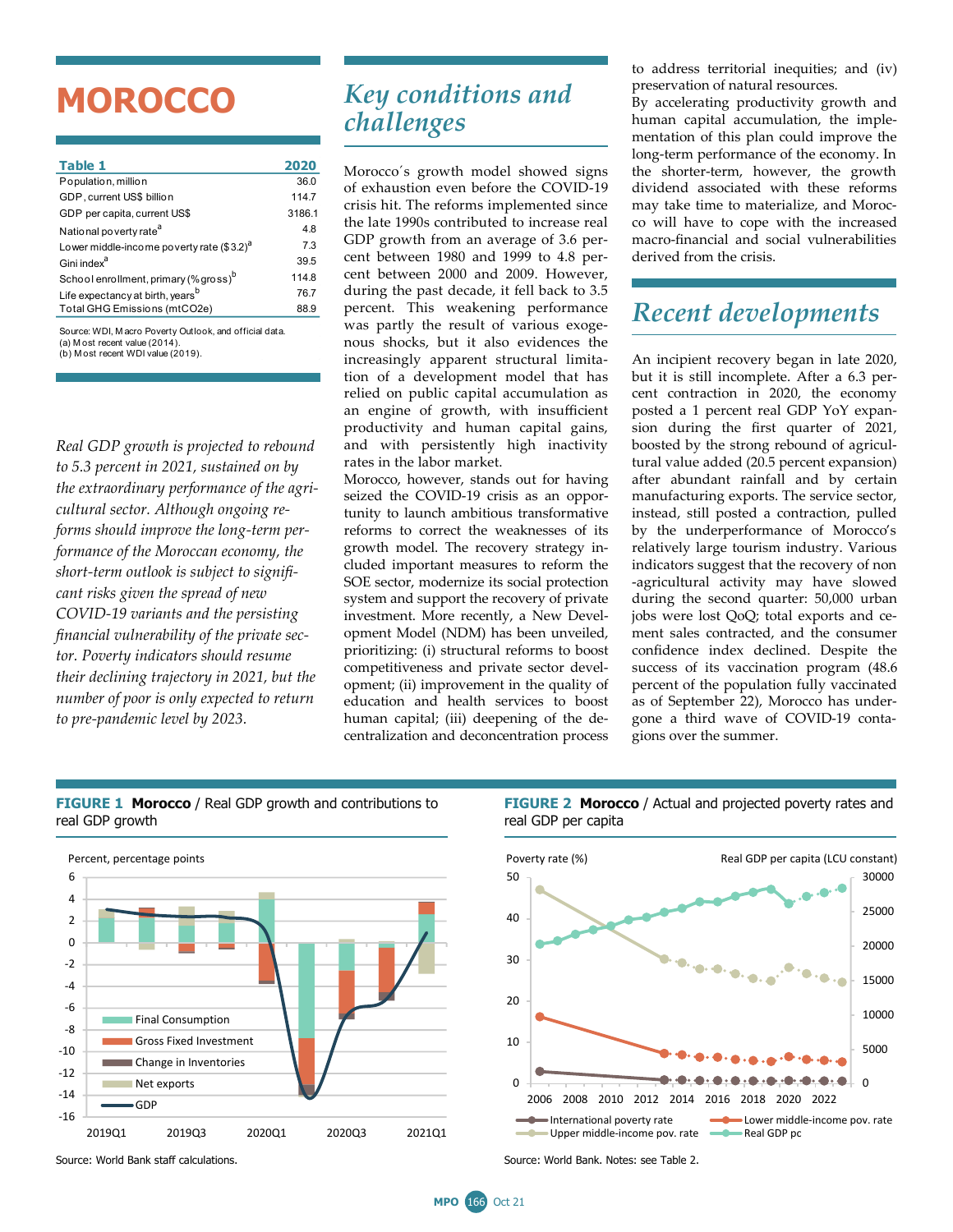# MOROCCO

| Table 1 | 2020 |
|---|---|
| Population, million | 36.0 |
| GDP, current US$ billion | 114.7 |
| GDP per capita, current US$ | 3186.1 |
| National poverty rate[a] | 4.8 |
| Lower middle-income poverty rate ($3.2)[a] | 7.3 |
| Gini index[a] | 39.5 |
| School enrollment, primary (% gross)[b] | 114.8 |
| Life expectancy at birth, years[b] | 76.7 |
| Total GHG Emissions (mtCO2e) | 88.9 |

Source: WDI, Macro Poverty Outlook, and official data.
(a) Most recent value (2014).
(b) Most recent WDI value (2019).

*Real GDP growth is projected to rebound to 5.3 percent in 2021, sustained on by the extraordinary performance of the agricultural sector. Although ongoing reforms should improve the long-term performance of the Moroccan economy, the short-term outlook is subject to significant risks given the spread of new COVID-19 variants and the persisting financial vulnerability of the private sector. Poverty indicators should resume their declining trajectory in 2021, but the number of poor is only expected to return to pre-pandemic level by 2023.*

## Key conditions and challenges

Morocco´s growth model showed signs of exhaustion even before the COVID-19 crisis hit. The reforms implemented since the late 1990s contributed to increase real GDP growth from an average of 3.6 percent between 1980 and 1999 to 4.8 percent between 2000 and 2009. However, during the past decade, it fell back to 3.5 percent. This weakening performance was partly the result of various exogenous shocks, but it also evidences the increasingly apparent structural limitation of a development model that has relied on public capital accumulation as an engine of growth, with insufficient productivity and human capital gains, and with persistently high inactivity rates in the labor market.

Morocco, however, stands out for having seized the COVID-19 crisis as an opportunity to launch ambitious transformative reforms to correct the weaknesses of its growth model. The recovery strategy included important measures to reform the SOE sector, modernize its social protection system and support the recovery of private investment. More recently, a New Development Model (NDM) has been unveiled, prioritizing: (i) structural reforms to boost competitiveness and private sector development; (ii) improvement in the quality of education and health services to boost human capital; (iii) deepening of the decentralization and deconcentration process to address territorial inequities; and (iv) preservation of natural resources.

By accelerating productivity growth and human capital accumulation, the implementation of this plan could improve the long-term performance of the economy. In the shorter-term, however, the growth dividend associated with these reforms may take time to materialize, and Morocco will have to cope with the increased macro-financial and social vulnerabilities derived from the crisis.

## Recent developments

An incipient recovery began in late 2020, but it is still incomplete. After a 6.3 percent contraction in 2020, the economy posted a 1 percent real GDP YoY expansion during the first quarter of 2021, boosted by the strong rebound of agricultural value added (20.5 percent expansion) after abundant rainfall and by certain manufacturing exports. The service sector, instead, still posted a contraction, pulled by the underperformance of Morocco's relatively large tourism industry. Various indicators suggest that the recovery of non-agricultural activity may have slowed during the second quarter: 50,000 urban jobs were lost QoQ; total exports and cement sales contracted, and the consumer confidence index declined. Despite the success of its vaccination program (48.6 percent of the population fully vaccinated as of September 22), Morocco has undergone a third wave of COVID-19 contagions over the summer.

**FIGURE 1 Morocco** / Real GDP growth and contributions to real GDP growth

Source: World Bank staff calculations.

**FIGURE 2 Morocco** / Actual and projected poverty rates and real GDP per capita

Source: World Bank. Notes: see Table 2.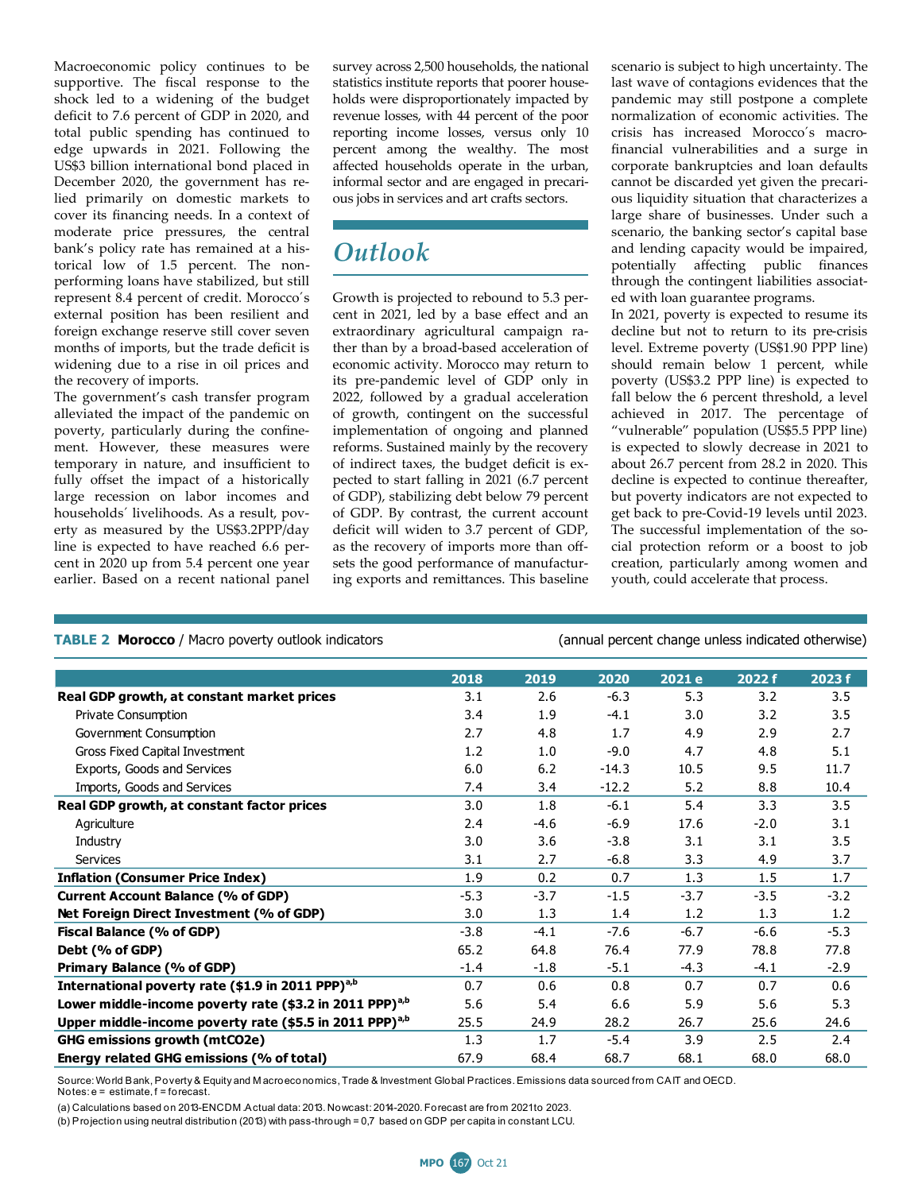Macroeconomic policy continues to be supportive. The fiscal response to the shock led to a widening of the budget deficit to 7.6 percent of GDP in 2020, and total public spending has continued to edge upwards in 2021. Following the US$3 billion international bond placed in December 2020, the government has relied primarily on domestic markets to cover its financing needs. In a context of moderate price pressures, the central bank's policy rate has remained at a historical low of 1.5 percent. The non-performing loans have stabilized, but still represent 8.4 percent of credit. Morocco´s external position has been resilient and foreign exchange reserve still cover seven months of imports, but the trade deficit is widening due to a rise in oil prices and the recovery of imports.

The government's cash transfer program alleviated the impact of the pandemic on poverty, particularly during the confinement. However, these measures were temporary in nature, and insufficient to fully offset the impact of a historically large recession on labor incomes and households´ livelihoods. As a result, poverty as measured by the US$3.2PPP/day line is expected to have reached 6.6 percent in 2020 up from 5.4 percent one year earlier. Based on a recent national panel survey across 2,500 households, the national statistics institute reports that poorer households were disproportionately impacted by revenue losses, with 44 percent of the poor reporting income losses, versus only 10 percent among the wealthy. The most affected households operate in the urban, informal sector and are engaged in precarious jobs in services and art crafts sectors.

## Outlook

Growth is projected to rebound to 5.3 percent in 2021, led by a base effect and an extraordinary agricultural campaign rather than by a broad-based acceleration of economic activity. Morocco may return to its pre-pandemic level of GDP only in 2022, followed by a gradual acceleration of growth, contingent on the successful implementation of ongoing and planned reforms. Sustained mainly by the recovery of indirect taxes, the budget deficit is expected to start falling in 2021 (6.7 percent of GDP), stabilizing debt below 79 percent of GDP. By contrast, the current account deficit will widen to 3.7 percent of GDP, as the recovery of imports more than offsets the good performance of manufacturing exports and remittances. This baseline scenario is subject to high uncertainty. The last wave of contagions evidences that the pandemic may still postpone a complete normalization of economic activities. The crisis has increased Morocco´s macro-financial vulnerabilities and a surge in corporate bankruptcies and loan defaults cannot be discarded yet given the precarious liquidity situation that characterizes a large share of businesses. Under such a scenario, the banking sector's capital base and lending capacity would be impaired, potentially affecting public finances through the contingent liabilities associated with loan guarantee programs.

In 2021, poverty is expected to resume its decline but not to return to its pre-crisis level. Extreme poverty (US$1.90 PPP line) should remain below 1 percent, while poverty (US$3.2 PPP line) is expected to fall below the 6 percent threshold, a level achieved in 2017. The percentage of "vulnerable" population (US$5.5 PPP line) is expected to slowly decrease in 2021 to about 26.7 percent from 28.2 in 2020. This decline is expected to continue thereafter, but poverty indicators are not expected to get back to pre-Covid-19 levels until 2023. The successful implementation of the social protection reform or a boost to job creation, particularly among women and youth, could accelerate that process.

**TABLE 2 Morocco** / Macro poverty outlook indicators (annual percent change unless indicated otherwise)

| | 2018 | 2019 | 2020 | 2021 e | 2022 f | 2023 f |
|---|---|---|---|---|---|---|
| **Real GDP growth, at constant market prices** | 3.1 | 2.6 | -6.3 | 5.3 | 3.2 | 3.5 |
| Private Consumption | 3.4 | 1.9 | -4.1 | 3.0 | 3.2 | 3.5 |
| Government Consumption | 2.7 | 4.8 | 1.7 | 4.9 | 2.9 | 2.7 |
| Gross Fixed Capital Investment | 1.2 | 1.0 | -9.0 | 4.7 | 4.8 | 5.1 |
| Exports, Goods and Services | 6.0 | 6.2 | -14.3 | 10.5 | 9.5 | 11.7 |
| Imports, Goods and Services | 7.4 | 3.4 | -12.2 | 5.2 | 8.8 | 10.4 |
| **Real GDP growth, at constant factor prices** | 3.0 | 1.8 | -6.1 | 5.4 | 3.3 | 3.5 |
| Agriculture | 2.4 | -4.6 | -6.9 | 17.6 | -2.0 | 3.1 |
| Industry | 3.0 | 3.6 | -3.8 | 3.1 | 3.1 | 3.5 |
| Services | 3.1 | 2.7 | -6.8 | 3.3 | 4.9 | 3.7 |
| **Inflation (Consumer Price Index)** | 1.9 | 0.2 | 0.7 | 1.3 | 1.5 | 1.7 |
| **Current Account Balance (% of GDP)** | -5.3 | -3.7 | -1.5 | -3.7 | -3.5 | -3.2 |
| **Net Foreign Direct Investment (% of GDP)** | 3.0 | 1.3 | 1.4 | 1.2 | 1.3 | 1.2 |
| **Fiscal Balance (% of GDP)** | -3.8 | -4.1 | -7.6 | -6.7 | -6.6 | -5.3 |
| **Debt (% of GDP)** | 65.2 | 64.8 | 76.4 | 77.9 | 78.8 | 77.8 |
| **Primary Balance (% of GDP)** | -1.4 | -1.8 | -5.1 | -4.3 | -4.1 | -2.9 |
| **International poverty rate ($1.9 in 2011 PPP)[a,b]** | 0.7 | 0.6 | 0.8 | 0.7 | 0.7 | 0.6 |
| **Lower middle-income poverty rate ($3.2 in 2011 PPP)[a,b]** | 5.6 | 5.4 | 6.6 | 5.9 | 5.6 | 5.3 |
| **Upper middle-income poverty rate ($5.5 in 2011 PPP)[a,b]** | 25.5 | 24.9 | 28.2 | 26.7 | 25.6 | 24.6 |
| **GHG emissions growth (mtCO2e)** | 1.3 | 1.7 | -5.4 | 3.9 | 2.5 | 2.4 |
| **Energy related GHG emissions (% of total)** | 67.9 | 68.4 | 68.7 | 68.1 | 68.0 | 68.0 |

Source: World Bank, Poverty & Equity and Macroeconomics, Trade & Investment Global Practices. Emissions data sourced from CAIT and OECD.
Notes: e = estimate, f = forecast.

(a) Calculations based on 2013-ENCDM. Actual data: 2013. Nowcast: 2014-2020. Forecast are from 2021 to 2023.

(b) Projection using neutral distribution (2013) with pass-through = 0,7 based on GDP per capita in constant LCU.